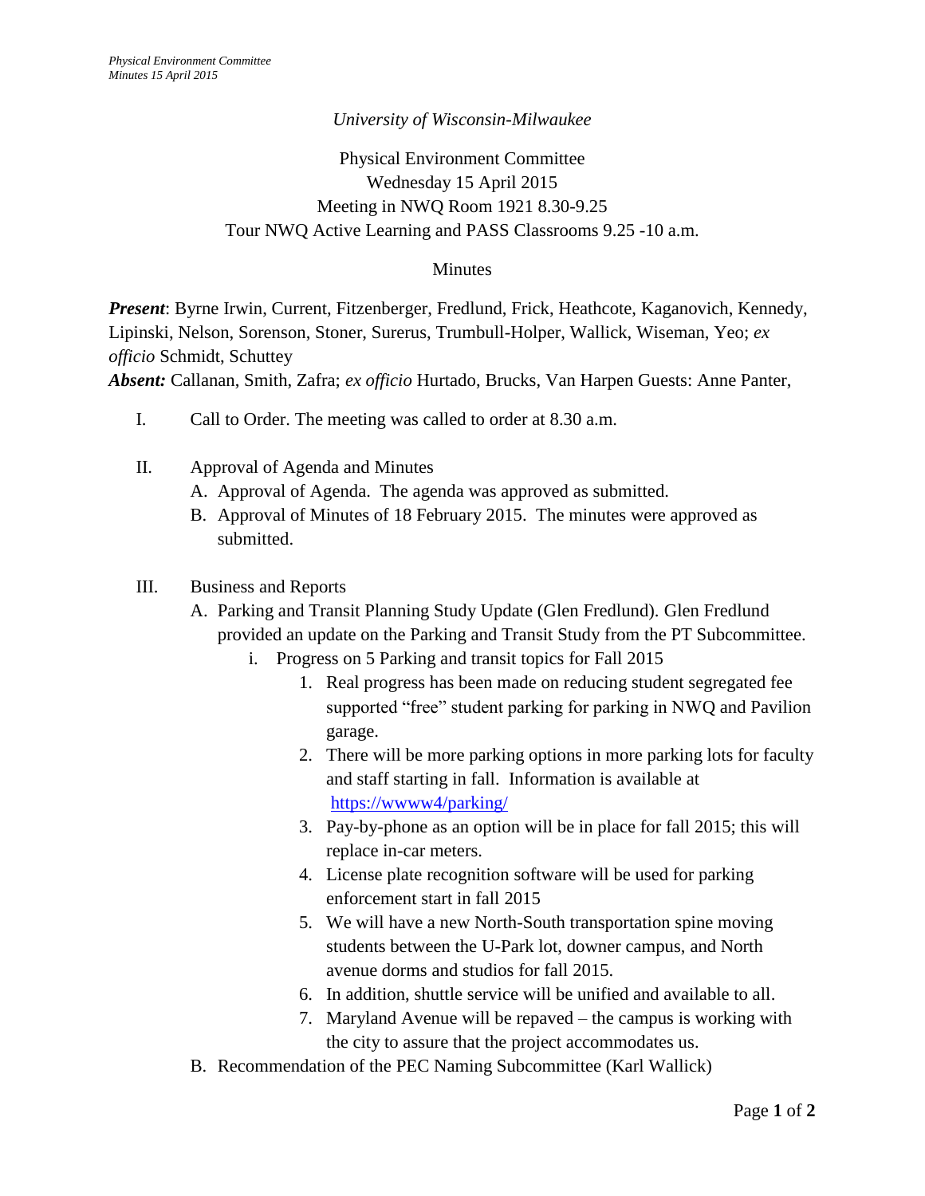*University of Wisconsin-Milwaukee*

Physical Environment Committee
Wednesday 15 April 2015
Meeting in NWQ Room 1921 8.30-9.25
Tour NWQ Active Learning and PASS Classrooms 9.25 -10 a.m.

Minutes

***Present***: Byrne Irwin, Current, Fitzenberger, Fredlund, Frick, Heathcote, Kaganovich, Kennedy, Lipinski, Nelson, Sorenson, Stoner, Surerus, Trumbull-Holper, Wallick, Wiseman, Yeo; *ex officio* Schmidt, Schuttey
***Absent:*** Callanan, Smith, Zafra; *ex officio* Hurtado, Brucks, Van Harpen Guests: Anne Panter,

I. Call to Order. The meeting was called to order at 8.30 a.m.

II. Approval of Agenda and Minutes
   A. Approval of Agenda. The agenda was approved as submitted.
   B. Approval of Minutes of 18 February 2015. The minutes were approved as submitted.

III. Business and Reports
   A. Parking and Transit Planning Study Update (Glen Fredlund). Glen Fredlund provided an update on the Parking and Transit Study from the PT Subcommittee.
      i. Progress on 5 Parking and transit topics for Fall 2015
         1. Real progress has been made on reducing student segregated fee supported "free" student parking for parking in NWQ and Pavilion garage.
         2. There will be more parking options in more parking lots for faculty and staff starting in fall. Information is available at https://wwww4/parking/
         3. Pay-by-phone as an option will be in place for fall 2015; this will replace in-car meters.
         4. License plate recognition software will be used for parking enforcement start in fall 2015
         5. We will have a new North-South transportation spine moving students between the U-Park lot, downer campus, and North avenue dorms and studios for fall 2015.
         6. In addition, shuttle service will be unified and available to all.
         7. Maryland Avenue will be repaved – the campus is working with the city to assure that the project accommodates us.
   B. Recommendation of the PEC Naming Subcommittee (Karl Wallick)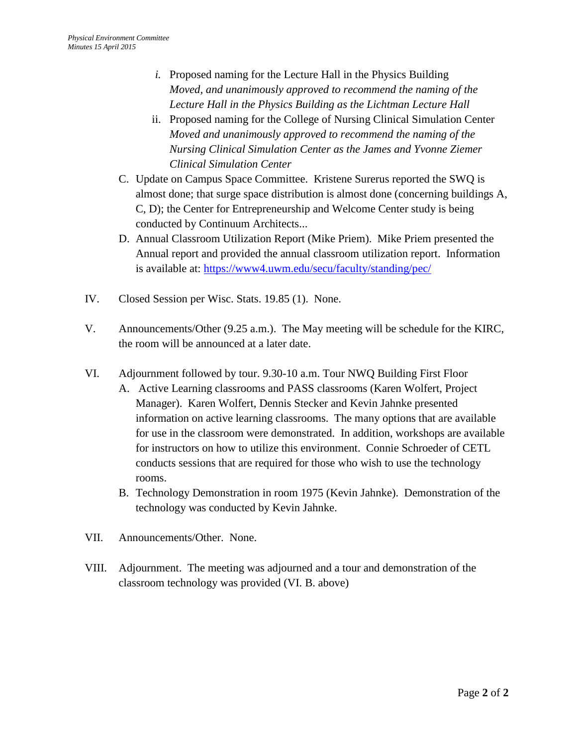i. Proposed naming for the Lecture Hall in the Physics Building
      *Moved, and unanimously approved to recommend the naming of the Lecture Hall in the Physics Building as the Lichtman Lecture Hall*
   ii. Proposed naming for the College of Nursing Clinical Simulation Center
      *Moved and unanimously approved to recommend the naming of the Nursing Clinical Simulation Center as the James and Yvonne Ziemer Clinical Simulation Center*

C. Update on Campus Space Committee. Kristene Surerus reported the SWQ is almost done; that surge space distribution is almost done (concerning buildings A, C, D); the Center for Entrepreneurship and Welcome Center study is being conducted by Continuum Architects...

D. Annual Classroom Utilization Report (Mike Priem). Mike Priem presented the Annual report and provided the annual classroom utilization report. Information is available at: https://www4.uwm.edu/secu/faculty/standing/pec/

IV. Closed Session per Wisc. Stats. 19.85 (1). None.

V. Announcements/Other (9.25 a.m.). The May meeting will be schedule for the KIRC, the room will be announced at a later date.

VI. Adjournment followed by tour. 9.30-10 a.m. Tour NWQ Building First Floor

A. Active Learning classrooms and PASS classrooms (Karen Wolfert, Project Manager). Karen Wolfert, Dennis Stecker and Kevin Jahnke presented information on active learning classrooms. The many options that are available for use in the classroom were demonstrated. In addition, workshops are available for instructors on how to utilize this environment. Connie Schroeder of CETL conducts sessions that are required for those who wish to use the technology rooms.

B. Technology Demonstration in room 1975 (Kevin Jahnke). Demonstration of the technology was conducted by Kevin Jahnke.

VII. Announcements/Other. None.

VIII. Adjournment. The meeting was adjourned and a tour and demonstration of the classroom technology was provided (VI. B. above)